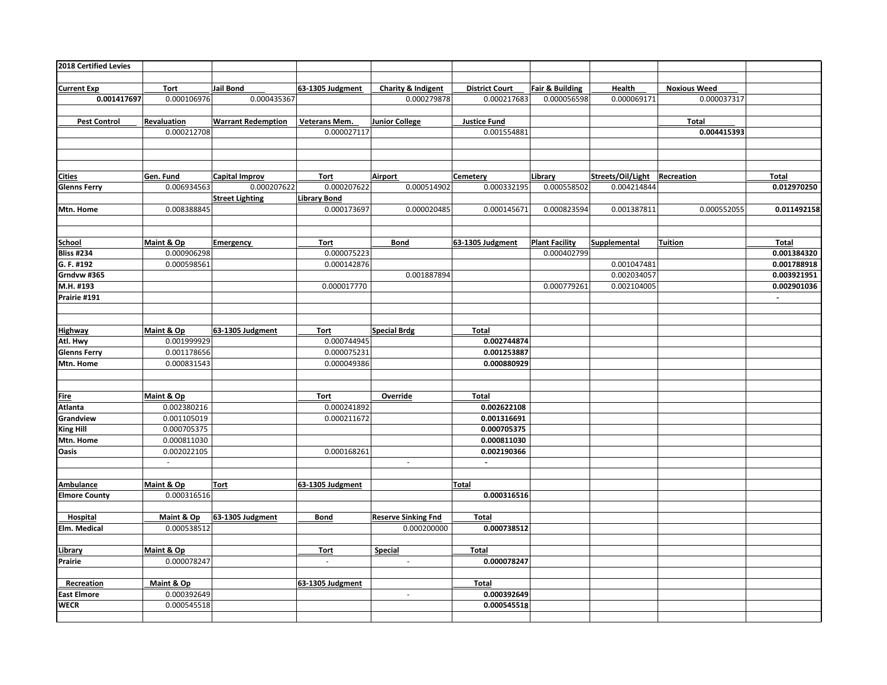| **2018 Certified Levies** | | | | | | | | | |
|---|---|---|---|---|---|---|---|---|---|
| **Current Exp** | **Tort** | **Jail Bond** | **63-1305 Judgment** | **Charity & Indigent** | **District Court** | **Fair & Building** | **Health** | **Noxious Weed** | |
| **0.001417697** | 0.000106976 | 0.000435367 | | 0.000279878 | 0.000217683 | 0.000056598 | 0.000069171 | 0.000037317 | |
| **Pest Control** | **Revaluation** | **Warrant Redemption** | **Veterans Mem.** | **Junior College** | **Justice Fund** | | | **Total** | |
| | 0.000212708 | | 0.000027117 | | 0.001554881 | | | **0.004415393** | |
| **Cities** | **Gen. Fund** | **Capital Improv** | **Tort** | **Airport** | **Cemetery** | **Library** | **Streets/Oil/Light** | **Recreation** | **Total** |
| **Glenns Ferry** | 0.006934563 | 0.000207622 | 0.000207622 | 0.000514902 | 0.000332195 | 0.000558502 | 0.004214844 | | **0.012970250** |
| | | **Street Lighting** | **Library Bond** | | | | | | |
| **Mtn. Home** | 0.008388845 | | 0.000173697 | 0.000020485 | 0.000145671 | 0.000823594 | 0.001387811 | 0.000552055 | **0.011492158** |
| **School** | **Maint & Op** | **Emergency** | **Tort** | **Bond** | **63-1305 Judgment** | **Plant Facility** | **Supplemental** | **Tuition** | **Total** |
| **Bliss #234** | 0.000906298 | | 0.000075223 | | | 0.000402799 | | | **0.001384320** |
| **G. F. #192** | 0.000598561 | | 0.000142876 | | | | 0.001047481 | | **0.001788918** |
| **Grndvw #365** | | | | 0.001887894 | | | 0.002034057 | | **0.003921951** |
| **M.H. #193** | | | 0.000017770 | | | 0.000779261 | 0.002104005 | | **0.002901036** |
| **Prairie #191** | | | | | | | | | - |
| **Highway** | **Maint & Op** | **63-1305 Judgment** | **Tort** | **Special Brdg** | **Total** | | | | |
| **Atl. Hwy** | 0.001999929 | | 0.000744945 | | **0.002744874** | | | | |
| **Glenns Ferry** | 0.001178656 | | 0.000075231 | | **0.001253887** | | | | |
| **Mtn. Home** | 0.000831543 | | 0.000049386 | | **0.000880929** | | | | |
| **Fire** | **Maint & Op** | | **Tort** | **Override** | **Total** | | | | |
| **Atlanta** | 0.002380216 | | 0.000241892 | | **0.002622108** | | | | |
| **Grandview** | 0.001105019 | | 0.000211672 | | **0.001316691** | | | | |
| **King Hill** | 0.000705375 | | | | **0.000705375** | | | | |
| **Mtn. Home** | 0.000811030 | | | | **0.000811030** | | | | |
| **Oasis** | 0.002022105 | | 0.000168261 | | **0.002190366** | | | | |
| | - | | | - | - | | | | |
| **Ambulance** | **Maint & Op** | **Tort** | **63-1305 Judgment** | | **Total** | | | | |
| **Elmore County** | 0.000316516 | | | | **0.000316516** | | | | |
| **Hospital** | **Maint & Op** | **63-1305 Judgment** | **Bond** | **Reserve Sinking Fnd** | **Total** | | | | |
| **Elm. Medical** | 0.000538512 | | | 0.000200000 | **0.000738512** | | | | |
| **Library** | **Maint & Op** | | **Tort** | **Special** | **Total** | | | | |
| **Prairie** | 0.000078247 | | - | - | **0.000078247** | | | | |
| **Recreation** | **Maint & Op** | | **63-1305 Judgment** | | **Total** | | | | |
| **East Elmore** | 0.000392649 | | | - | **0.000392649** | | | | |
| **WECR** | 0.000545518 | | | | **0.000545518** | | | | |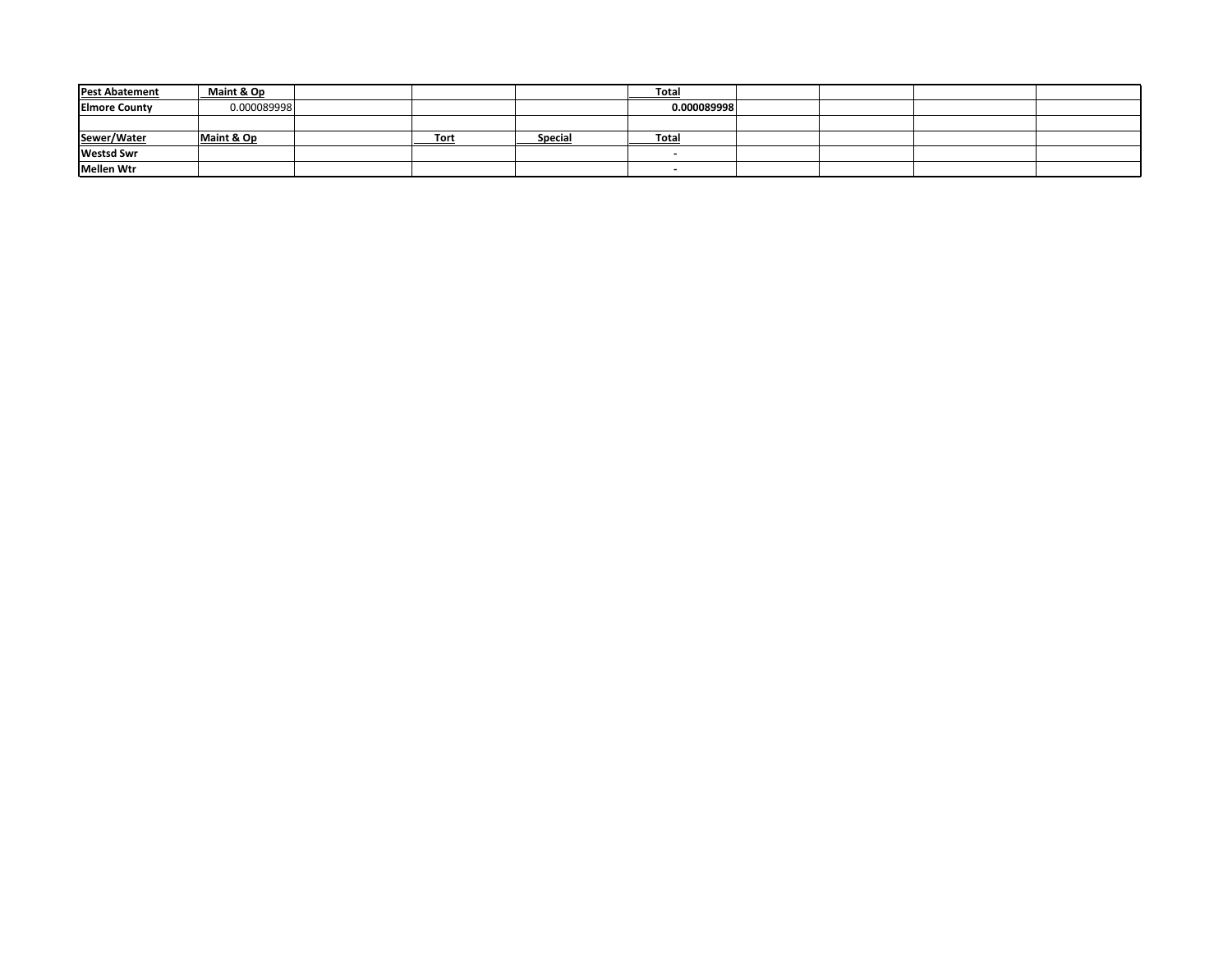| | | | | | | | | | |
|---|---|---|---|---|---|---|---|---|---|
| Pest Abatement | Maint & Op | | | | Total | | | | |
| Elmore County | 0.000089998 | | | | **0.000089998** | | | | |
| | | | | | | | | | |
| Sewer/Water | Maint & Op | | Tort | Special | Total | | | | |
| Westsd Swr | | | | | - | | | | |
| Mellen Wtr | | | | | - | | | | |